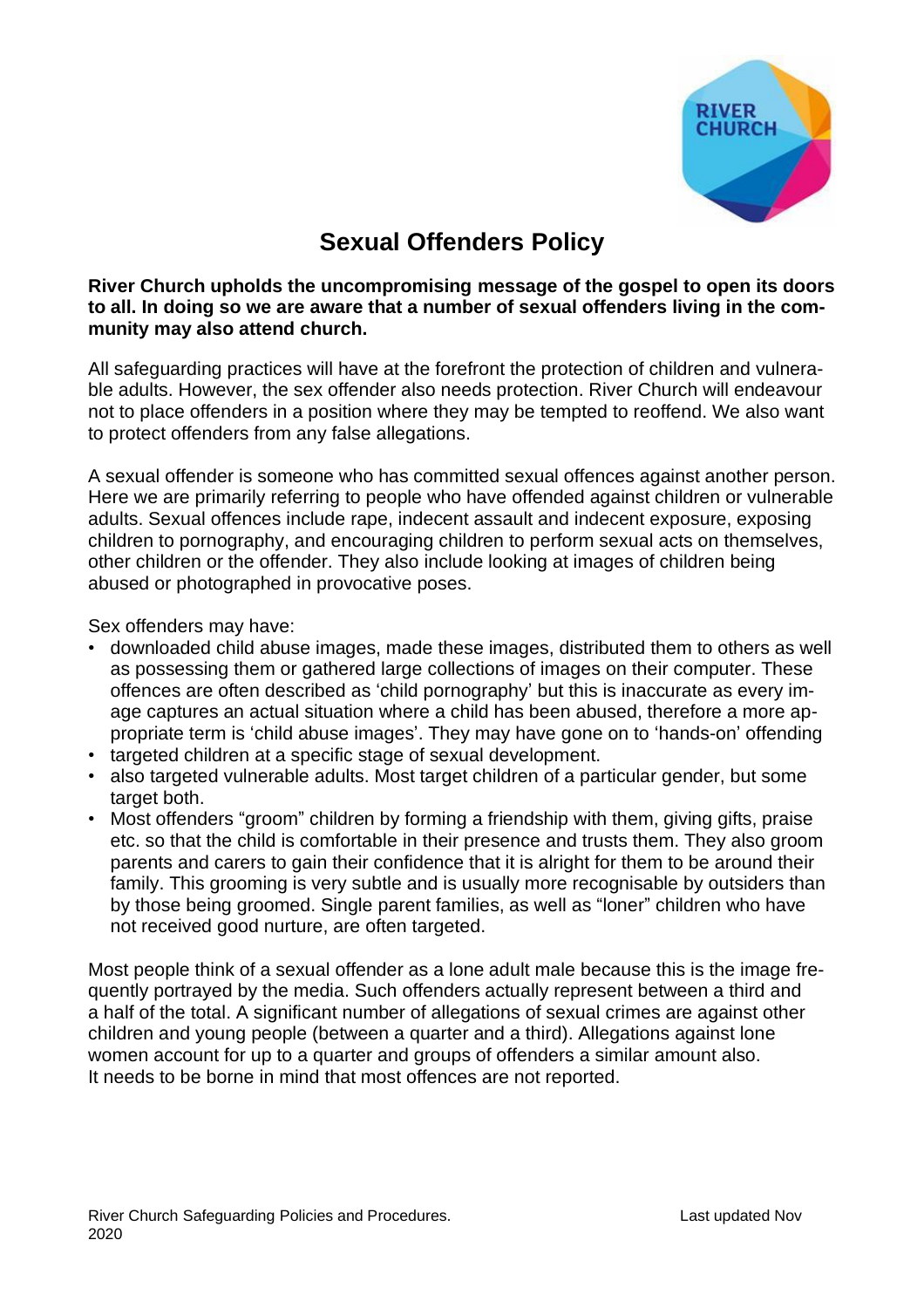# Sexual Offenders Policy

**River Church upholds the uncompromising message of the gospel to open its doors to all. In doing so we are aware that a number of sexual offenders living in the community may also attend church.**

All safeguarding practices will have at the forefront the protection of children and vulnerable adults. However, the sex offender also needs protection. River Church will endeavour not to place offenders in a position where they may be tempted to reoffend. We also want to protect offenders from any false allegations.

A sexual offender is someone who has committed sexual offences against another person. Here we are primarily referring to people who have offended against children or vulnerable adults. Sexual offences include rape, indecent assault and indecent exposure, exposing children to pornography, and encouraging children to perform sexual acts on themselves, other children or the offender. They also include looking at images of children being abused or photographed in provocative poses.

Sex offenders may have:

- downloaded child abuse images, made these images, distributed them to others as well as possessing them or gathered large collections of images on their computer. These offences are often described as 'child pornography' but this is inaccurate as every image captures an actual situation where a child has been abused, therefore a more appropriate term is 'child abuse images'. They may have gone on to 'hands-on' offending
- targeted children at a specific stage of sexual development.
- also targeted vulnerable adults. Most target children of a particular gender, but some target both.
- Most offenders "groom" children by forming a friendship with them, giving gifts, praise etc. so that the child is comfortable in their presence and trusts them. They also groom parents and carers to gain their confidence that it is alright for them to be around their family. This grooming is very subtle and is usually more recognisable by outsiders than by those being groomed. Single parent families, as well as "loner" children who have not received good nurture, are often targeted.

Most people think of a sexual offender as a lone adult male because this is the image frequently portrayed by the media. Such offenders actually represent between a third and a half of the total. A significant number of allegations of sexual crimes are against other children and young people (between a quarter and a third). Allegations against lone women account for up to a quarter and groups of offenders a similar amount also. It needs to be borne in mind that most offences are not reported.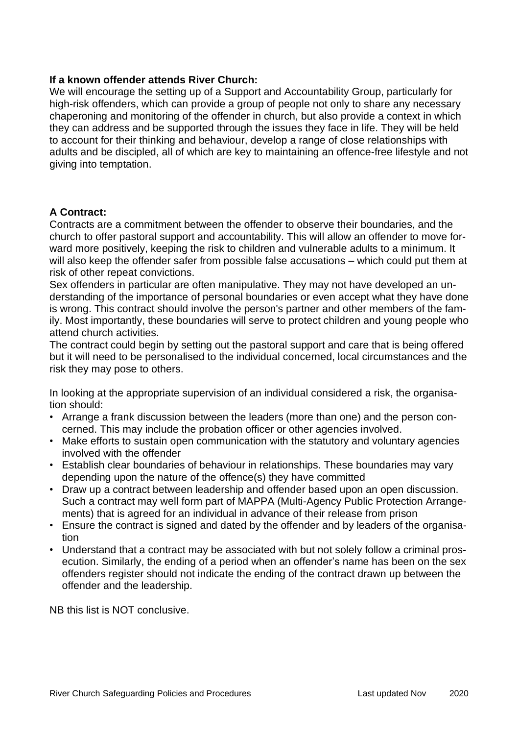**If a known offender attends River Church:**
We will encourage the setting up of a Support and Accountability Group, particularly for high-risk offenders, which can provide a group of people not only to share any necessary chaperoning and monitoring of the offender in church, but also provide a context in which they can address and be supported through the issues they face in life. They will be held to account for their thinking and behaviour, develop a range of close relationships with adults and be discipled, all of which are key to maintaining an offence-free lifestyle and not giving into temptation.

**A Contract:**
Contracts are a commitment between the offender to observe their boundaries, and the church to offer pastoral support and accountability. This will allow an offender to move forward more positively, keeping the risk to children and vulnerable adults to a minimum. It will also keep the offender safer from possible false accusations – which could put them at risk of other repeat convictions.
Sex offenders in particular are often manipulative. They may not have developed an understanding of the importance of personal boundaries or even accept what they have done is wrong. This contract should involve the person's partner and other members of the family. Most importantly, these boundaries will serve to protect children and young people who attend church activities.
The contract could begin by setting out the pastoral support and care that is being offered but it will need to be personalised to the individual concerned, local circumstances and the risk they may pose to others.

In looking at the appropriate supervision of an individual considered a risk, the organisation should:

- Arrange a frank discussion between the leaders (more than one) and the person concerned. This may include the probation officer or other agencies involved.
- Make efforts to sustain open communication with the statutory and voluntary agencies involved with the offender
- Establish clear boundaries of behaviour in relationships. These boundaries may vary depending upon the nature of the offence(s) they have committed
- Draw up a contract between leadership and offender based upon an open discussion. Such a contract may well form part of MAPPA (Multi-Agency Public Protection Arrangements) that is agreed for an individual in advance of their release from prison
- Ensure the contract is signed and dated by the offender and by leaders of the organisation
- Understand that a contract may be associated with but not solely follow a criminal prosecution. Similarly, the ending of a period when an offender's name has been on the sex offenders register should not indicate the ending of the contract drawn up between the offender and the leadership.

NB this list is NOT conclusive.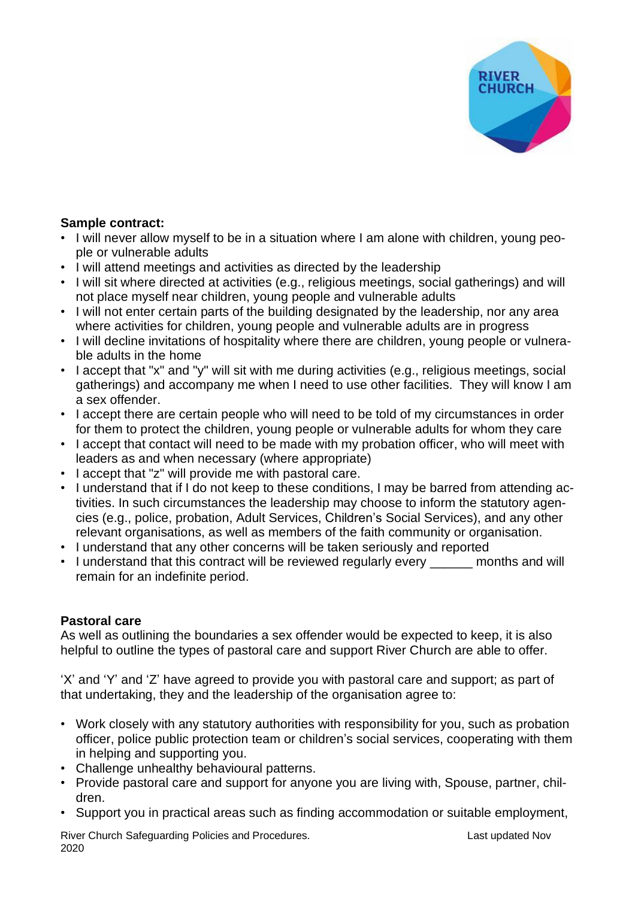**Sample contract:**

- I will never allow myself to be in a situation where I am alone with children, young people or vulnerable adults
- I will attend meetings and activities as directed by the leadership
- I will sit where directed at activities (e.g., religious meetings, social gatherings) and will not place myself near children, young people and vulnerable adults
- I will not enter certain parts of the building designated by the leadership, nor any area where activities for children, young people and vulnerable adults are in progress
- I will decline invitations of hospitality where there are children, young people or vulnerable adults in the home
- I accept that "x" and "y" will sit with me during activities (e.g., religious meetings, social gatherings) and accompany me when I need to use other facilities. They will know I am a sex offender.
- I accept there are certain people who will need to be told of my circumstances in order for them to protect the children, young people or vulnerable adults for whom they care
- I accept that contact will need to be made with my probation officer, who will meet with leaders as and when necessary (where appropriate)
- I accept that "z" will provide me with pastoral care.
- I understand that if I do not keep to these conditions, I may be barred from attending activities. In such circumstances the leadership may choose to inform the statutory agencies (e.g., police, probation, Adult Services, Children's Social Services), and any other relevant organisations, as well as members of the faith community or organisation.
- I understand that any other concerns will be taken seriously and reported
- I understand that this contract will be reviewed regularly every ______ months and will remain for an indefinite period.

**Pastoral care**

As well as outlining the boundaries a sex offender would be expected to keep, it is also helpful to outline the types of pastoral care and support River Church are able to offer.

'X' and 'Y' and 'Z' have agreed to provide you with pastoral care and support; as part of that undertaking, they and the leadership of the organisation agree to:

- Work closely with any statutory authorities with responsibility for you, such as probation officer, police public protection team or children's social services, cooperating with them in helping and supporting you.
- Challenge unhealthy behavioural patterns.
- Provide pastoral care and support for anyone you are living with, Spouse, partner, children.
- Support you in practical areas such as finding accommodation or suitable employment,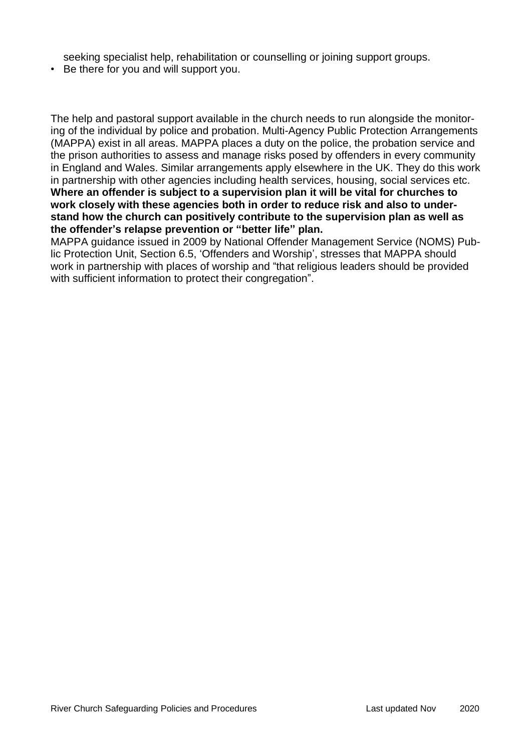seeking specialist help, rehabilitation or counselling or joining support groups.

- Be there for you and will support you.

The help and pastoral support available in the church needs to run alongside the monitoring of the individual by police and probation. Multi-Agency Public Protection Arrangements (MAPPA) exist in all areas. MAPPA places a duty on the police, the probation service and the prison authorities to assess and manage risks posed by offenders in every community in England and Wales. Similar arrangements apply elsewhere in the UK. They do this work in partnership with other agencies including health services, housing, social services etc. **Where an offender is subject to a supervision plan it will be vital for churches to work closely with these agencies both in order to reduce risk and also to understand how the church can positively contribute to the supervision plan as well as the offender's relapse prevention or "better life" plan.**

MAPPA guidance issued in 2009 by National Offender Management Service (NOMS) Public Protection Unit, Section 6.5, 'Offenders and Worship', stresses that MAPPA should work in partnership with places of worship and "that religious leaders should be provided with sufficient information to protect their congregation".